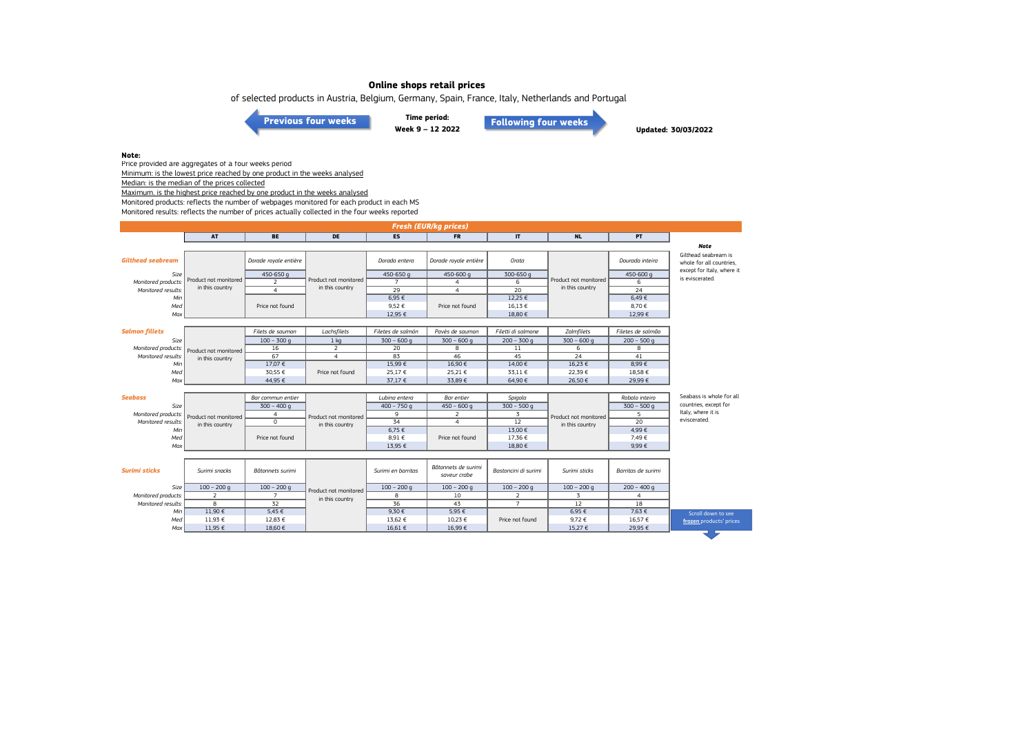# Online shops retail prices

of selected products in Austria, Belgium, Germany, Spain, France, Italy, Netherlands and Portugal

Previous four weeks

**Time period:**
**Week 9 – 12 2022**

Following four weeks

**Updated: 30/03/2022**

**Note:**

Price provided are aggregates of a four weeks period

Minimum: is the lowest price reached by one product in the weeks analysed

Median: is the median of the prices collected

Maximum: is the highest price reached by one product in the weeks analysed

Monitored products: reflects the number of webpages monitored for each product in each MS

Monitored results: reflects the number of prices actually collected in the four weeks reported

## Fresh (EUR/kg prices)

| | AT | BE | DE | ES | FR | IT | NL | PT |
|---|---|---|---|---|---|---|---|---|
| **Gilthead seabream** | Product not monitored in this country | *Dorade royale entière* | Product not monitored in this country | *Dorada entera* | *Dorade royale entière* | *Orata* | Product not monitored in this country | *Dourada inteira* |
| *Size* | | 450-650 g | | 450-650 g | 450-600 g | 300-650 g | | 450-600 g |
| *Monitored products:* | | 2 | | 7 | 4 | 6 | | 6 |
| *Monitored results:* | | 4 | | 29 | 4 | 20 | | 24 |
| *Min* | | Price not found | | 6,95 € | Price not found | 12,25 € | | 6,49 € |
| *Med* | | | | 9,52 € | | 16,13 € | | 8,70 € |
| *Max* | | | | 12,95 € | | 18,80 € | | 12,99 € |
| **Salmon fillets** | Product not monitored in this country | *Filets de saumon* | *Lachsfilets* | *Filetes de salmón* | *Pavès de saumon* | *Filetti di salmone* | *Zalmfilets* | *Filetes de salmão* |
| *Size* | | 100 – 300 g | 1 kg | 300 – 600 g | 300 – 600 g | 200 – 300 g | 300 – 600 g | 200 – 500 g |
| *Monitored products:* | | 16 | 2 | 20 | 8 | 11 | 6 | 8 |
| *Monitored results:* | | 67 | 4 | 83 | 46 | 45 | 24 | 41 |
| *Min* | | 17,07 € | Price not found | 15,99 € | 16,90 € | 14,00 € | 16,23 € | 8,99 € |
| *Med* | | 30,55 € | | 25,17 € | 25,21 € | 33,11 € | 22,39 € | 18,58 € |
| *Max* | | 44,95 € | | 37,17 € | 33,89 € | 64,90 € | 26,50 € | 29,99 € |
| **Seabass** | Product not monitored in this country | *Bar commun entier* | Product not monitored in this country | *Lubina entera* | *Bar entier* | *Spigola* | Product not monitored in this country | *Robalo inteiro* |
| *Size* | | 300 – 400 g | | 400 – 750 g | 450 – 600 g | 300 – 500 g | | 300 – 500 g |
| *Monitored products:* | | 4 | | 9 | 2 | 3 | | 5 |
| *Monitored results:* | | 0 | | 34 | 4 | 12 | | 20 |
| *Min* | | Price not found | | 6,75 € | Price not found | 13,00 € | | 4,99 € |
| *Med* | | | | 8,91 € | | 17,36 € | | 7,49 € |
| *Max* | | | | 13,95 € | | 18,80 € | | 9,99 € |
| **Surimi sticks** | *Surimi snacks* | *Bâtonnets surimi* | Product not monitored in this country | *Surimi en barritas* | *Bâtonnets de surimi saveur crabe* | *Bastoncini di surimi* | *Surimi sticks* | *Barritas de surimi* |
| *Size* | 100 – 200 g | 100 – 200 g | | 100 – 200 g | 100 – 200 g | 100 – 200 g | 100 – 200 g | 200 – 400 g |
| *Monitored products:* | 2 | 7 | | 8 | 10 | 2 | 3 | 4 |
| *Monitored results:* | 8 | 32 | | 36 | 43 | 7 | 12 | 18 |
| *Min* | 11,90 € | 5,45 € | | 9,30 € | 5,95 € | Price not found | 6,95 € | 7,63 € |
| *Med* | 11,93 € | 12,83 € | | 13,62 € | 10,23 € | | 9,72 € | 16,57 € |
| *Max* | 11,95 € | 18,60 € | | 16,61 € | 16,99 € | | 15,27 € | 29,95 € |

***Note***

Gilthead seabream is whole for all countries, except for Italy, where it is eviscerated.

Seabass is whole for all countries, except for Italy, where it is eviscerated.

Scroll down to see frozen products' prices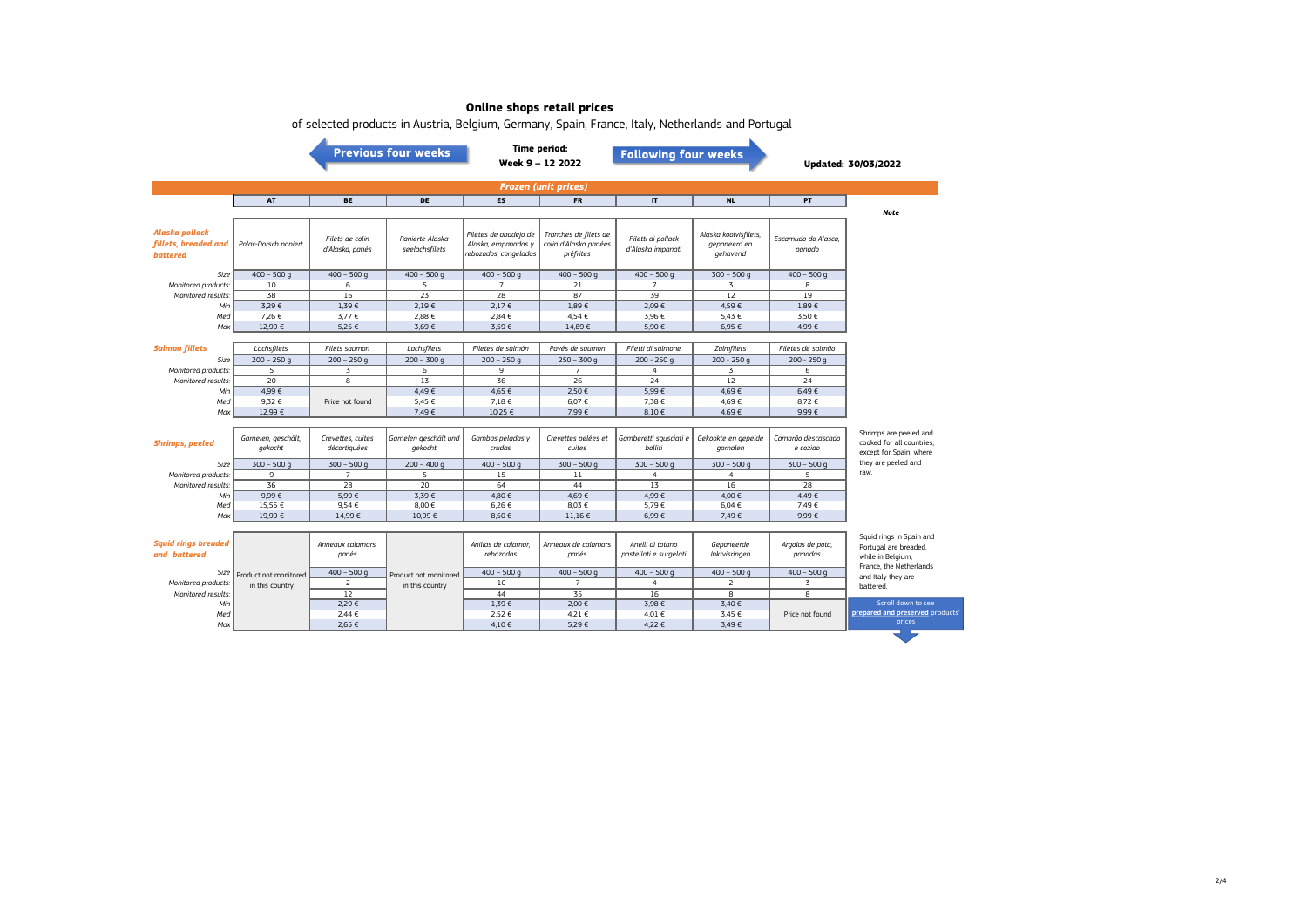# Online shops retail prices

of selected products in Austria, Belgium, Germany, Spain, France, Italy, Netherlands and Portugal

Previous four weeks

**Time period:**
**Week 9 – 12 2022**

Following four weeks

**Updated: 30/03/2022**

## Frozen (unit prices)

| | AT | BE | DE | ES | FR | IT | NL | PT | Note |
|---|---|---|---|---|---|---|---|---|---|
| ***Alaska pollock fillets, breaded and battered*** | *Polar-Dorsch paniert* | *Filets de colin d'Alaska, panés* | *Panierte Alaska seelachsfilets* | *Filetes de abadejo de Alaska, empanados y rebozados, congelados* | *Tranches de filets de colin d'Alaska panées préfrites* | *Filetti di pollack d'Alaska impanati* | *Alaska koolvisfilets, gepaneerd en gehavend* | *Escamudo do Alasca, panado* | |
| *Size* | 400 – 500 g | 400 – 500 g | 400 – 500 g | 400 – 500 g | 400 – 500 g | 400 – 500 g | 300 – 500 g | 400 – 500 g | |
| *Monitored products:* | 10 | 6 | 5 | 7 | 21 | 7 | 3 | 8 | |
| *Monitored results:* | 38 | 16 | 23 | 28 | 87 | 39 | 12 | 19 | |
| *Min* | 3,29 € | 1,39 € | 2,19 € | 2,17 € | 1,89 € | 2,09 € | 4,59 € | 1,89 € | |
| *Med* | 7,26 € | 3,77 € | 2,88 € | 2,84 € | 4,54 € | 3,96 € | 5,43 € | 3,50 € | |
| *Max* | 12,99 € | 5,25 € | 3,69 € | 3,59 € | 14,89 € | 5,90 € | 6,95 € | 4,99 € | |
| ***Salmon fillets*** | *Lachsfilets* | *Filets saumon* | *Lachsfilets* | *Filetes de salmón* | *Pavés de saumon* | *Filetti di salmone* | *Zalmfilets* | *Filetes de salmão* | |
| *Size* | 200 – 250 g | 200 – 250 g | 200 – 300 g | 200 – 250 g | 250 – 300 g | 200 - 250 g | 200 - 250 g | 200 - 250 g | |
| *Monitored products:* | 5 | 3 | 6 | 9 | 7 | 4 | 3 | 6 | |
| *Monitored results:* | 20 | 8 | 13 | 36 | 26 | 24 | 12 | 24 | |
| *Min* | 4,99 € | Price not found | 4,49 € | 4,65 € | 2,50 € | 5,99 € | 4,69 € | 6,49 € | |
| *Med* | 9,32 € | | 5,45 € | 7,18 € | 6,07 € | 7,38 € | 4,69 € | 8,72 € | |
| *Max* | 12,99 € | | 7,49 € | 10,25 € | 7,99 € | 8,10 € | 4,69 € | 9,99 € | |
| ***Shrimps, peeled*** | *Garnelen, geschält, gekocht* | *Crevettes, cuites décortiquées* | *Garnelen geschält und gekocht* | *Gambas peladas y crudas* | *Crevettes pelées et cuites* | *Gamberetti sgusciati e bolliti* | *Gekookte en gepelde garnalen* | *Camarão descascado e cozido* | Shrimps are peeled and cooked for all countries, except for Spain, where they are peeled and raw. |
| *Size* | 300 – 500 g | 300 – 500 g | 200 – 400 g | 400 – 500 g | 300 – 500 g | 300 – 500 g | 300 – 500 g | 300 – 500 g | |
| *Monitored products:* | 9 | 7 | 5 | 15 | 11 | 4 | 4 | 5 | |
| *Monitored results:* | 36 | 28 | 20 | 64 | 44 | 13 | 16 | 28 | |
| *Min* | 9,99 € | 5,99 € | 3,39 € | 4,80 € | 4,69 € | 4,99 € | 4,00 € | 4,49 € | |
| *Med* | 15,55 € | 9,54 € | 8,00 € | 6,26 € | 8,03 € | 5,79 € | 6,04 € | 7,49 € | |
| *Max* | 19,99 € | 14,99 € | 10,99 € | 8,50 € | 11,16 € | 6,99 € | 7,49 € | 9,99 € | |
| ***Squid rings breaded and battered*** | Product not monitored in this country | *Anneaux calamars, panés* | Product not monitored in this country | *Anillas de calamar, rebozadas* | *Anneaux de calamars panés* | *Anelli di totano pastellati e surgelati* | *Gepaneerde Inktvisringen* | *Argolas de pota, panadas* | Squid rings in Spain and Portugal are breaded, while in Belgium, France, the Netherlands and Italy they are battered. |
| *Size* | | 400 – 500 g | | 400 – 500 g | 400 – 500 g | 400 – 500 g | 400 – 500 g | 400 – 500 g | |
| *Monitored products:* | | 2 | | 10 | 7 | 4 | 2 | 3 | |
| *Monitored results:* | | 12 | | 44 | 35 | 16 | 8 | 8 | |
| *Min* | | 2,29 € | | 1,39 € | 2,00 € | 3,98 € | 3,40 € | Price not found | |
| *Med* | | 2,44 € | | 2,52 € | 4,21 € | 4,01 € | 3,45 € | | |
| *Max* | | 2,65 € | | 4,10 € | 5,29 € | 4,22 € | 3,49 € | | |

Scroll down to see prepared and preserved products' prices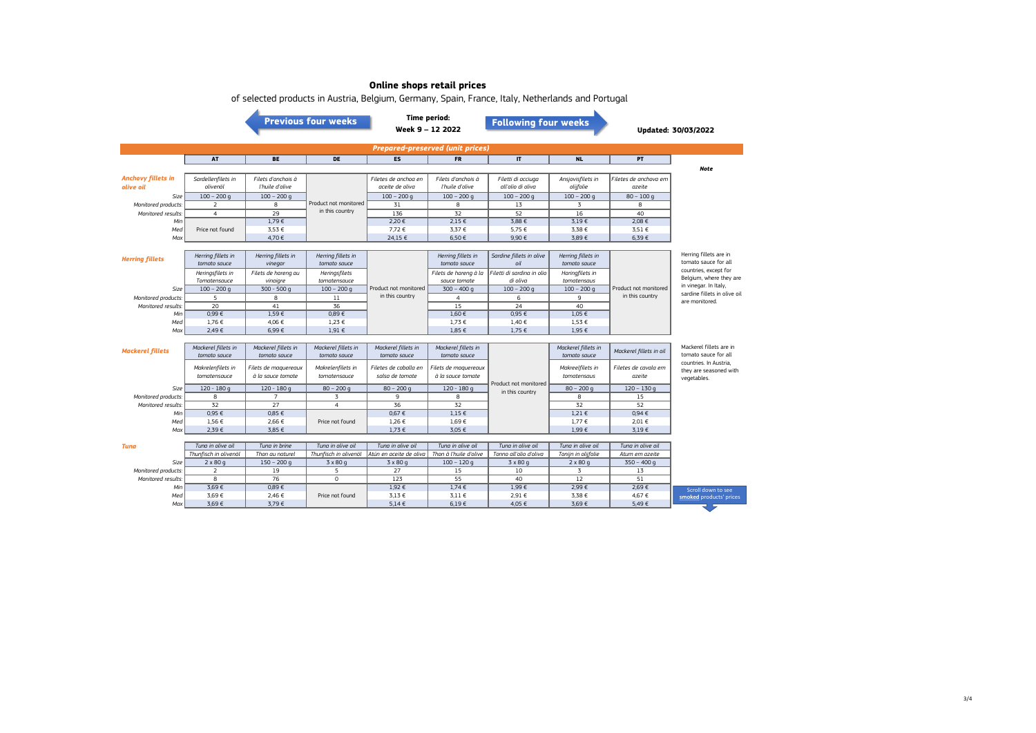# Online shops retail prices

of selected products in Austria, Belgium, Germany, Spain, France, Italy, Netherlands and Portugal

Previous four weeks | **Time period: Week 9 – 12 2022** | Following four weeks

**Updated: 30/03/2022**

## Prepared-preserved (unit prices)

| | AT | BE | DE | ES | FR | IT | NL | PT |
|---|---|---|---|---|---|---|---|---|
| **Anchovy fillets in olive oil** | *Sardellenfilets in olivenöl* | *Filets d'anchois à l'huile d'olive* | Product not monitored in this country | *Filetes de anchoa en aceite de oliva* | *Filets d'anchois à l'huile d'olive* | *Filetti di acciuga all'olio di oliva* | *Ansjovisfilets in olijfolie* | *Filetes de anchova em azeite* |
| Size | 100 – 200 g | 100 – 200 g | | 100 – 200 g | 100 – 200 g | 100 – 200 g | 100 – 200 g | 80 – 100 g |
| Monitored products: | 2 | 8 | | 31 | 8 | 13 | 3 | 8 |
| Monitored results: | 4 | 29 | | 136 | 32 | 52 | 16 | 40 |
| Min | Price not found | 1,79 € | | 2,20 € | 2,15 € | 3,88 € | 3,19 € | 2,08 € |
| Med | | 3,53 € | | 7,72 € | 3,37 € | 5,75 € | 3,38 € | 3,51 € |
| Max | | 4,70 € | | 24,15 € | 6,50 € | 9,90 € | 3,89 € | 6,39 € |

| | AT | BE | DE | ES | FR | IT | NL | PT | Note |
|---|---|---|---|---|---|---|---|---|---|
| **Herring fillets** | *Herring fillets in tomato sauce* | *Herring fillets in vinegar* | *Herring fillets in tomato sauce* | Product not monitored in this country | *Herring fillets in tomato sauce* | *Sardine fillets in olive oil* | *Herring fillets in tomato sauce* | Product not monitored in this country | Herring fillets are in tomato sauce for all countries, except for Belgium, where they are in vinegar. In Italy, sardine fillets in olive oil are monitored. |
| | *Heringsfilets in Tomatensauce* | *Filets de hareng au vinaigre* | *Heringsfilets tomatensauce* | | *Filets de hareng à la sauce tomate* | *Filetti di sardina in olio di oliva* | *Haringfilets in tomatensaus* | | |
| Size | 100 – 200 g | 300 - 500 g | 100 – 200 g | | 300 – 400 g | 100 – 200 g | 100 – 200 g | | |
| Monitored products: | 5 | 8 | 11 | | 4 | 6 | 9 | | |
| Monitored results: | 20 | 41 | 36 | | 15 | 24 | 40 | | |
| Min | 0,99 € | 1,59 € | 0,89 € | | 1,60 € | 0,95 € | 1,05 € | | |
| Med | 1,76 € | 4,06 € | 1,23 € | | 1,73 € | 1,40 € | 1,53 € | | |
| Max | 2,49 € | 6,99 € | 1,91 € | | 1,85 € | 1,75 € | 1,95 € | | |

| | AT | BE | DE | ES | FR | IT | NL | PT | Note |
|---|---|---|---|---|---|---|---|---|---|
| **Mackerel fillets** | *Mackerel fillets in tomato sauce* | *Mackerel fillets in tomato sauce* | *Mackerel fillets in tomato sauce* | *Mackerel fillets in tomato sauce* | *Mackerel fillets in tomato sauce* | Product not monitored in this country | *Mackerel fillets in tomato sauce* | *Mackerel fillets in oil* | Mackerel fillets are in tomato sauce for all countries. In Austria, they are seasoned with vegetables. |
| | *Makrelenfilets in tomatensauce* | *Filets de maquereaux à la sauce tomate* | *Makrelenfilets in tomatensauce* | *Filetes de caballa en salsa de tomate* | *Filets de maquereaux à la sauce tomate* | | *Makreelfilets in tomatensaus* | *Filetes de cavala em azeite* | |
| Size | 120 - 180 g | 120 - 180 g | 80 – 200 g | 80 – 200 g | 120 - 180 g | | 80 – 200 g | 120 – 130 g | |
| Monitored products: | 8 | 7 | 3 | 9 | 8 | | 8 | 15 | |
| Monitored results: | 32 | 27 | 4 | 36 | 32 | | 32 | 52 | |
| Min | 0,95 € | 0,85 € | Price not found | 0,67 € | 1,15 € | | 1,21 € | 0,94 € | |
| Med | 1,56 € | 2,66 € | | 1,26 € | 1,69 € | | 1,77 € | 2,01 € | |
| Max | 2,39 € | 3,85 € | | 1,73 € | 3,05 € | | 1,99 € | 3,19 € | |

| | AT | BE | DE | ES | FR | IT | NL | PT |
|---|---|---|---|---|---|---|---|---|
| **Tuna** | *Tuna in olive oil* | *Tuna in brine* | *Tuna in olive oil* | *Tuna in olive oil* | *Tuna in olive oil* | *Tuna in olive oil* | *Tuna in olive oil* | *Tuna in olive oil* |
| | *Thunfisch in olivenöl* | *Thon au naturel* | *Thunfisch in olivenöl* | *Atún en aceite de oliva* | *Thon à l'huile d'olive* | *Tonno all'olio d'oliva* | *Tonijn in olijfolie* | *Atum em azeite* |
| Size | 2 x 80 g | 150 – 200 g | 3 x 80 g | 3 x 80 g | 100 – 120 g | 3 x 80 g | 2 x 80 g | 350 – 400 g |
| Monitored products: | 2 | 19 | 5 | 27 | 15 | 10 | 3 | 13 |
| Monitored results: | 8 | 76 | 0 | 123 | 55 | 40 | 12 | 51 |
| Min | 3,69 € | 0,89 € | Price not found | 1,92 € | 1,74 € | 1,99 € | 2,99 € | 2,69 € |
| Med | 3,69 € | 2,46 € | | 3,13 € | 3,11 € | 2,91 € | 3,38 € | 4,67 € |
| Max | 3,69 € | 3,79 € | | 5,14 € | 6,19 € | 4,05 € | 3,69 € | 5,49 € |

Scroll down to see **smoked** products' prices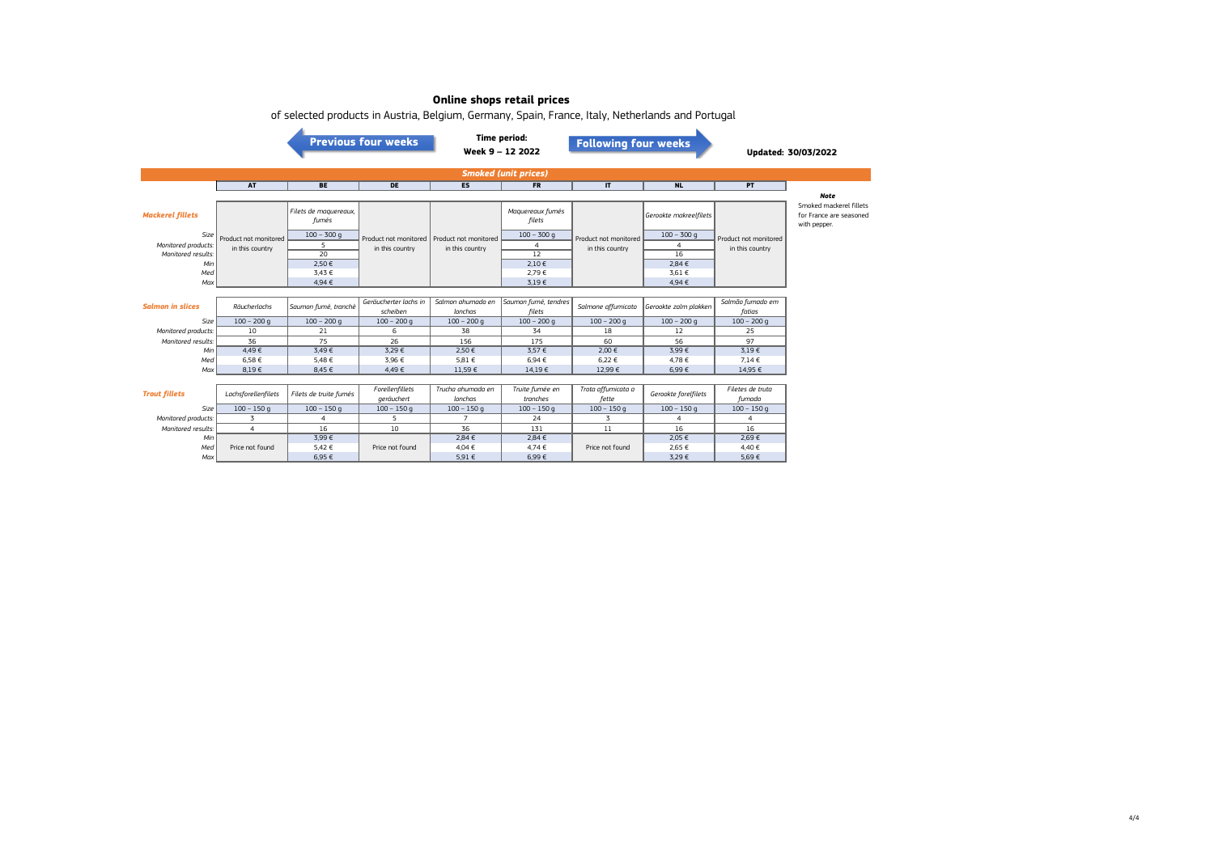# Online shops retail prices

of selected products in Austria, Belgium, Germany, Spain, France, Italy, Netherlands and Portugal

Previous four weeks

**Time period:**
**Week 9 – 12 2022**

Following four weeks

**Updated: 30/03/2022**

## *Smoked (unit prices)*

| | AT | BE | DE | ES | FR | IT | NL | PT |
|---|---|---|---|---|---|---|---|---|
| ***Mackerel fillets*** | | *Filets de maquereaux, fumés* | | | *Maquereaux fumés filets* | | *Gerookte makreelfilets* | |
| *Size* | Product not monitored in this country | 100 – 300 g | Product not monitored in this country | Product not monitored in this country | 100 – 300 g | Product not monitored in this country | 100 – 300 g | Product not monitored in this country |
| *Monitored products:* | | 5 | | | 4 | | 4 | |
| *Monitored results:* | | 20 | | | 12 | | 16 | |
| *Min* | | 2,50 € | | | 2,10 € | | 2,84 € | |
| *Med* | | 3,43 € | | | 2,79 € | | 3,61 € | |
| *Max* | | 4,94 € | | | 3,19 € | | 4,94 € | |
| ***Salmon in slices*** | *Räucherlachs* | *Saumon fumé, tranché* | *Geräucherter lachs in scheiben* | *Salmon ahumado en lonchas* | *Saumon fumé, tendres filets* | *Salmone affumicato* | *Gerookte zalm plakken* | *Salmão fumado em fatias* |
| *Size* | 100 – 200 g | 100 – 200 g | 100 – 200 g | 100 – 200 g | 100 – 200 g | 100 – 200 g | 100 – 200 g | 100 – 200 g |
| *Monitored products:* | 10 | 21 | 6 | 38 | 34 | 18 | 12 | 25 |
| *Monitored results:* | 36 | 75 | 26 | 156 | 175 | 60 | 56 | 97 |
| *Min* | 4,49 € | 3,49 € | 3,29 € | 2,50 € | 3,57 € | 2,00 € | 3,99 € | 3,19 € |
| *Med* | 6,58 € | 5,48 € | 3,96 € | 5,81 € | 6,94 € | 6,22 € | 4,78 € | 7,14 € |
| *Max* | 8,19 € | 8,45 € | 4,49 € | 11,59 € | 14,19 € | 12,99 € | 6,99 € | 14,95 € |
| ***Trout fillets*** | *Lachsforellenfilets* | *Filets de truite fumés* | *Forellenfilets geräuchert* | *Trucha ahumada en lonchas* | *Truite fumée en tranches* | *Trota affumicata a fette* | *Gerookte forelfilets* | *Filetes de truta fumada* |
| *Size* | 100 – 150 g | 100 – 150 g | 100 – 150 g | 100 – 150 g | 100 – 150 g | 100 – 150 g | 100 – 150 g | 100 – 150 g |
| *Monitored products:* | 3 | 4 | 5 | 7 | 24 | 3 | 4 | 4 |
| *Monitored results:* | 4 | 16 | 10 | 36 | 131 | 11 | 16 | 16 |
| *Min* | Price not found | 3,99 € | Price not found | 2,84 € | 2,84 € | Price not found | 2,05 € | 2,69 € |
| *Med* | | 5,42 € | | 4,04 € | 4,74 € | | 2,65 € | 4,40 € |
| *Max* | | 6,95 € | | 5,91 € | 6,99 € | | 3,29 € | 5,69 € |

***Note***

Smoked mackerel fillets for France are seasoned with pepper.